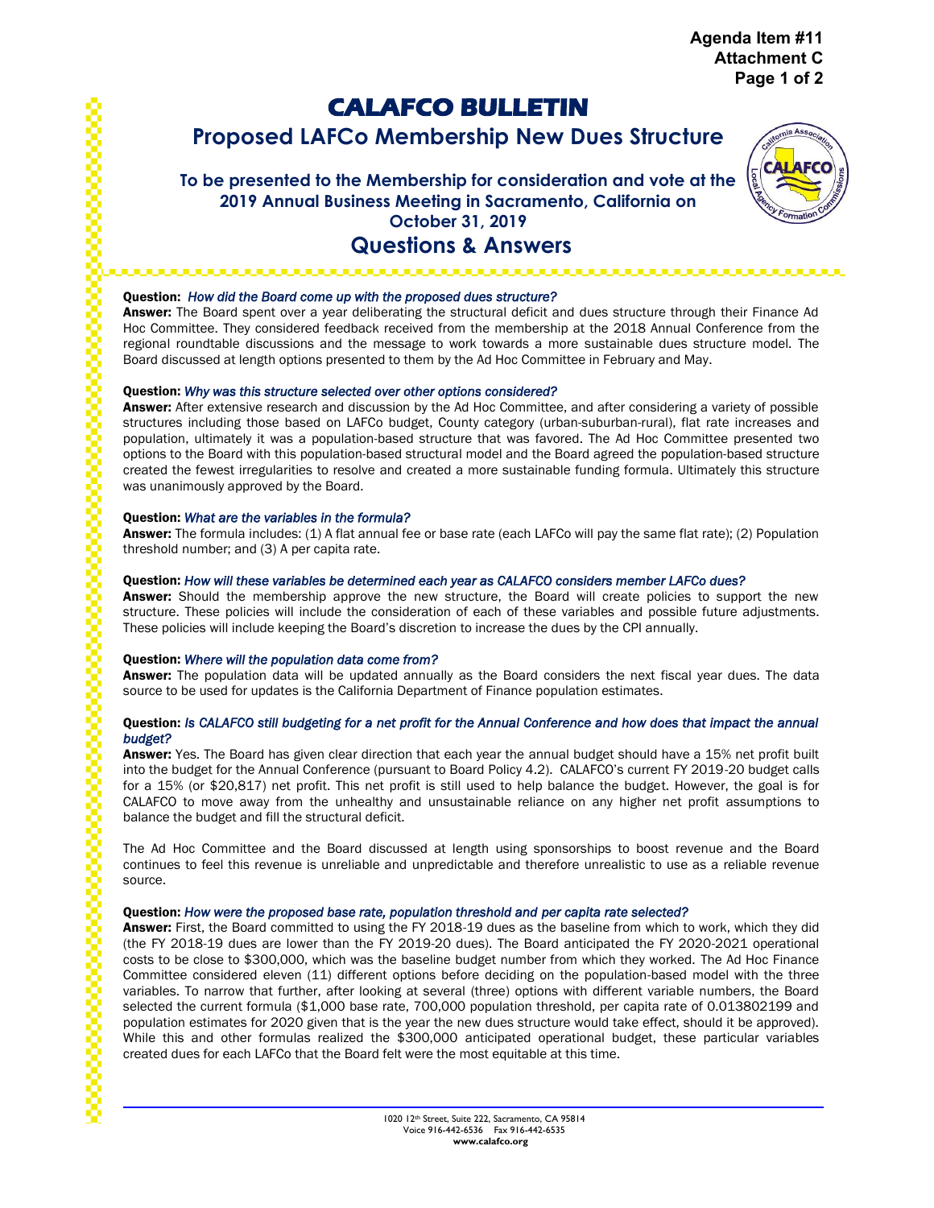Agenda Item #11
Attachment C

# CALAFCO BULLETIN

## Proposed LAFCo Membership New Dues Structure

### To be presented to the Membership for consideration and vote at the 2019 Annual Business Meeting in Sacramento, California on October 31, 2019

## Questions & Answers

**Question:** *How did the Board come up with the proposed dues structure?*
**Answer:** The Board spent over a year deliberating the structural deficit and dues structure through their Finance Ad Hoc Committee. They considered feedback received from the membership at the 2018 Annual Conference from the regional roundtable discussions and the message to work towards a more sustainable dues structure model. The Board discussed at length options presented to them by the Ad Hoc Committee in February and May.

**Question:** *Why was this structure selected over other options considered?*
**Answer:** After extensive research and discussion by the Ad Hoc Committee, and after considering a variety of possible structures including those based on LAFCo budget, County category (urban-suburban-rural), flat rate increases and population, ultimately it was a population-based structure that was favored. The Ad Hoc Committee presented two options to the Board with this population-based structural model and the Board agreed the population-based structure created the fewest irregularities to resolve and created a more sustainable funding formula. Ultimately this structure was unanimously approved by the Board.

**Question:** *What are the variables in the formula?*
**Answer:** The formula includes: (1) A flat annual fee or base rate (each LAFCo will pay the same flat rate); (2) Population threshold number; and (3) A per capita rate.

**Question:** *How will these variables be determined each year as CALAFCO considers member LAFCo dues?*
**Answer:** Should the membership approve the new structure, the Board will create policies to support the new structure. These policies will include the consideration of each of these variables and possible future adjustments. These policies will include keeping the Board's discretion to increase the dues by the CPI annually.

**Question:** *Where will the population data come from?*
**Answer:** The population data will be updated annually as the Board considers the next fiscal year dues. The data source to be used for updates is the California Department of Finance population estimates.

**Question:** *Is CALAFCO still budgeting for a net profit for the Annual Conference and how does that impact the annual budget?*
**Answer:** Yes. The Board has given clear direction that each year the annual budget should have a 15% net profit built into the budget for the Annual Conference (pursuant to Board Policy 4.2). CALAFCO's current FY 2019-20 budget calls for a 15% (or $20,817) net profit. This net profit is still used to help balance the budget. However, the goal is for CALAFCO to move away from the unhealthy and unsustainable reliance on any higher net profit assumptions to balance the budget and fill the structural deficit.

The Ad Hoc Committee and the Board discussed at length using sponsorships to boost revenue and the Board continues to feel this revenue is unreliable and unpredictable and therefore unrealistic to use as a reliable revenue source.

**Question:** *How were the proposed base rate, population threshold and per capita rate selected?*
**Answer:** First, the Board committed to using the FY 2018-19 dues as the baseline from which to work, which they did (the FY 2018-19 dues are lower than the FY 2019-20 dues). The Board anticipated the FY 2020-2021 operational costs to be close to $300,000, which was the baseline budget number from which they worked. The Ad Hoc Finance Committee considered eleven (11) different options before deciding on the population-based model with the three variables. To narrow that further, after looking at several (three) options with different variable numbers, the Board selected the current formula ($1,000 base rate, 700,000 population threshold, per capita rate of 0.013802199 and population estimates for 2020 given that is the year the new dues structure would take effect, should it be approved). While this and other formulas realized the $300,000 anticipated operational budget, these particular variables created dues for each LAFCo that the Board felt were the most equitable at this time.

1020 12th Street, Suite 222, Sacramento, CA 95814
Voice 916-442-6536 Fax 916-442-6535
www.calafco.org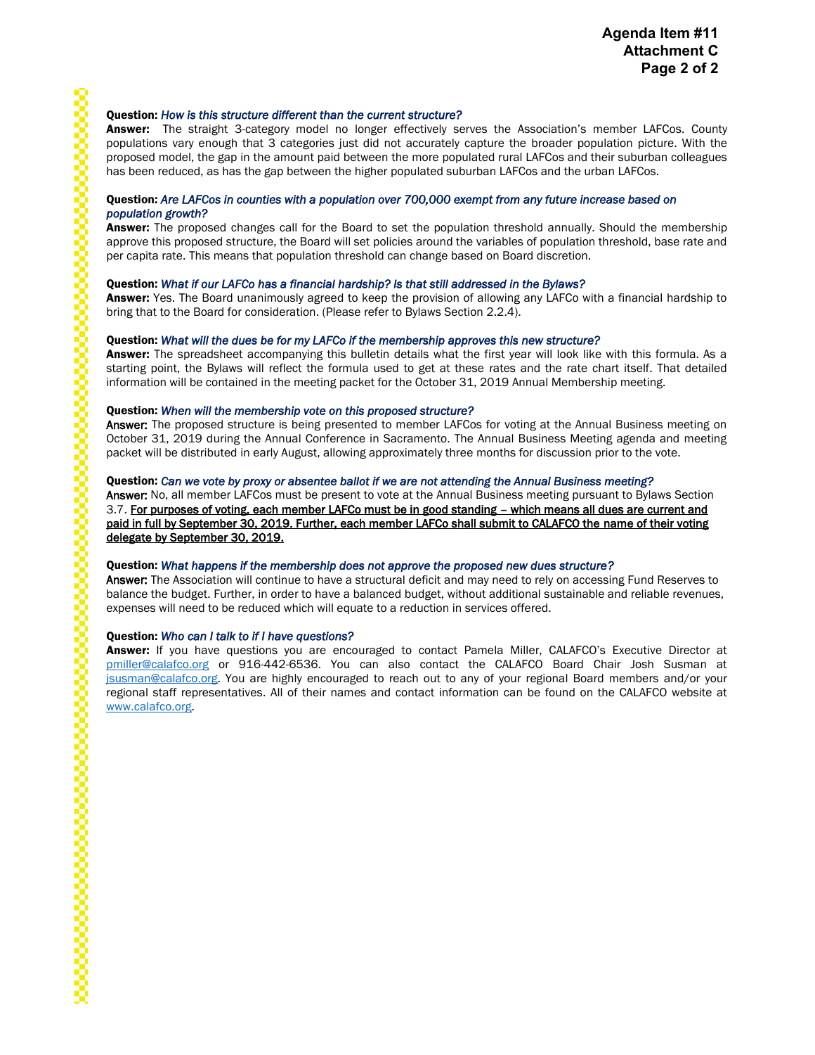**Question:** *How is this structure different than the current structure?*
**Answer:** The straight 3-category model no longer effectively serves the Association's member LAFCos. County populations vary enough that 3 categories just did not accurately capture the broader population picture. With the proposed model, the gap in the amount paid between the more populated rural LAFCos and their suburban colleagues has been reduced, as has the gap between the higher populated suburban LAFCos and the urban LAFCos.

**Question:** *Are LAFCos in counties with a population over 700,000 exempt from any future increase based on population growth?*
**Answer:** The proposed changes call for the Board to set the population threshold annually. Should the membership approve this proposed structure, the Board will set policies around the variables of population threshold, base rate and per capita rate. This means that population threshold can change based on Board discretion.

**Question:** *What if our LAFCo has a financial hardship? Is that still addressed in the Bylaws?*
**Answer:** Yes. The Board unanimously agreed to keep the provision of allowing any LAFCo with a financial hardship to bring that to the Board for consideration. (Please refer to Bylaws Section 2.2.4).

**Question:** *What will the dues be for my LAFCo if the membership approves this new structure?*
**Answer:** The spreadsheet accompanying this bulletin details what the first year will look like with this formula. As a starting point, the Bylaws will reflect the formula used to get at these rates and the rate chart itself. That detailed information will be contained in the meeting packet for the October 31, 2019 Annual Membership meeting.

**Question:** *When will the membership vote on this proposed structure?*
**Answer:** The proposed structure is being presented to member LAFCos for voting at the Annual Business meeting on October 31, 2019 during the Annual Conference in Sacramento. The Annual Business Meeting agenda and meeting packet will be distributed in early August, allowing approximately three months for discussion prior to the vote.

**Question:** *Can we vote by proxy or absentee ballot if we are not attending the Annual Business meeting?*
**Answer:** No, all member LAFCos must be present to vote at the Annual Business meeting pursuant to Bylaws Section 3.7. <u>For purposes of voting, each member LAFCo must be in good standing – which means all dues are current and paid in full by September 30, 2019. Further, each member LAFCo shall submit to CALAFCO the name of their voting delegate by September 30, 2019.</u>

**Question:** *What happens if the membership does not approve the proposed new dues structure?*
**Answer:** The Association will continue to have a structural deficit and may need to rely on accessing Fund Reserves to balance the budget. Further, in order to have a balanced budget, without additional sustainable and reliable revenues, expenses will need to be reduced which will equate to a reduction in services offered.

**Question:** *Who can I talk to if I have questions?*
**Answer:** If you have questions you are encouraged to contact Pamela Miller, CALAFCO's Executive Director at pmiller@calafco.org or 916-442-6536. You can also contact the CALAFCO Board Chair Josh Susman at jsusman@calafco.org. You are highly encouraged to reach out to any of your regional Board members and/or your regional staff representatives. All of their names and contact information can be found on the CALAFCO website at www.calafco.org.